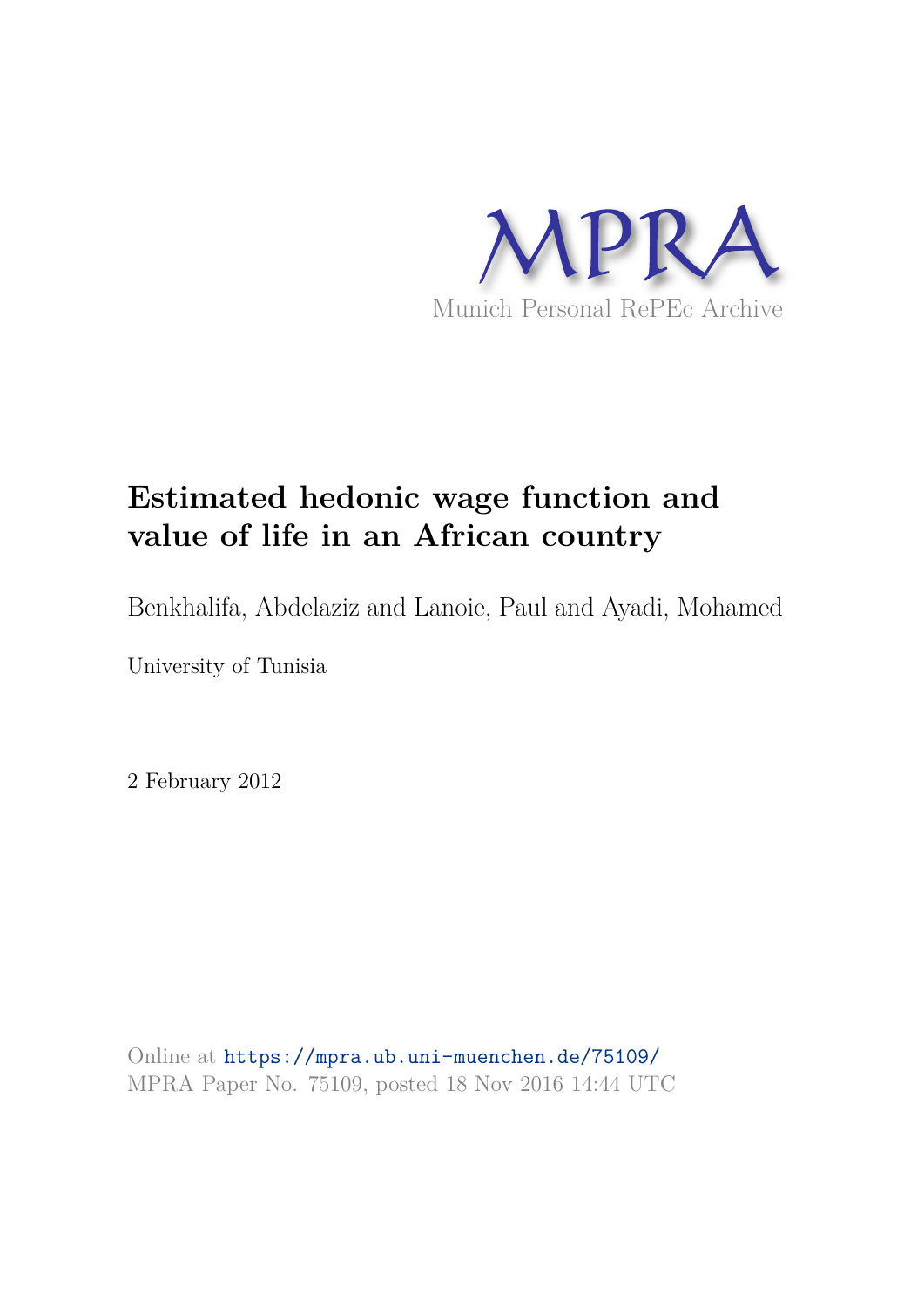MPRA

Munich Personal RePEc Archive

# Estimated hedonic wage function and value of life in an African country

Benkhalifa, Abdelaziz and Lanoie, Paul and Ayadi, Mohamed

University of Tunisia

2 February 2012

Online at https://mpra.ub.uni-muenchen.de/75109/
MPRA Paper No. 75109, posted 18 Nov 2016 14:44 UTC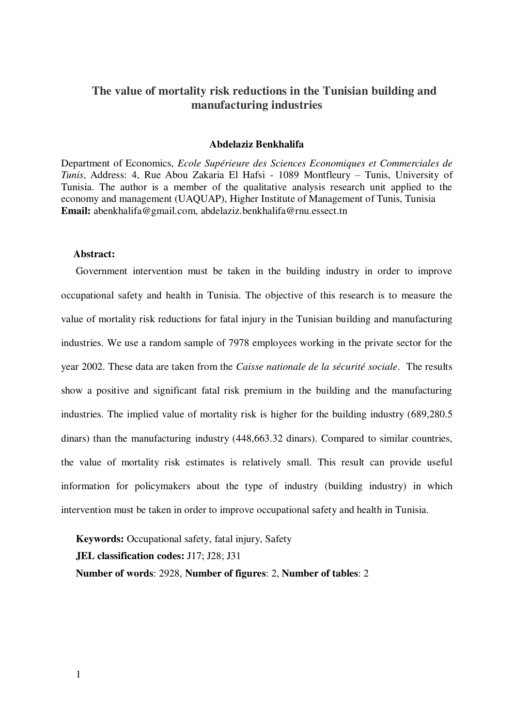# The value of mortality risk reductions in the Tunisian building and manufacturing industries

**Abdelaziz Benkhalifa**

Department of Economics, *Ecole Supérieure des Sciences Economiques et Commerciales de Tunis*, Address: 4, Rue Abou Zakaria El Hafsi - 1089 Montfleury – Tunis, University of Tunisia. The author is a member of the qualitative analysis research unit applied to the economy and management (UAQUAP), Higher Institute of Management of Tunis, Tunisia
**Email:** abenkhalifa@gmail.com, abdelaziz.benkhalifa@rnu.essect.tn

**Abstract:**

Government intervention must be taken in the building industry in order to improve occupational safety and health in Tunisia. The objective of this research is to measure the value of mortality risk reductions for fatal injury in the Tunisian building and manufacturing industries. We use a random sample of 7978 employees working in the private sector for the year 2002. These data are taken from the *Caisse nationale de la sécurité sociale*. The results show a positive and significant fatal risk premium in the building and the manufacturing industries. The implied value of mortality risk is higher for the building industry (689,280.5 dinars) than the manufacturing industry (448,663.32 dinars). Compared to similar countries, the value of mortality risk estimates is relatively small. This result can provide useful information for policymakers about the type of industry (building industry) in which intervention must be taken in order to improve occupational safety and health in Tunisia.

**Keywords:** Occupational safety, fatal injury, Safety
**JEL classification codes:** J17; J28; J31
**Number of words**: 2928, **Number of figures**: 2, **Number of tables**: 2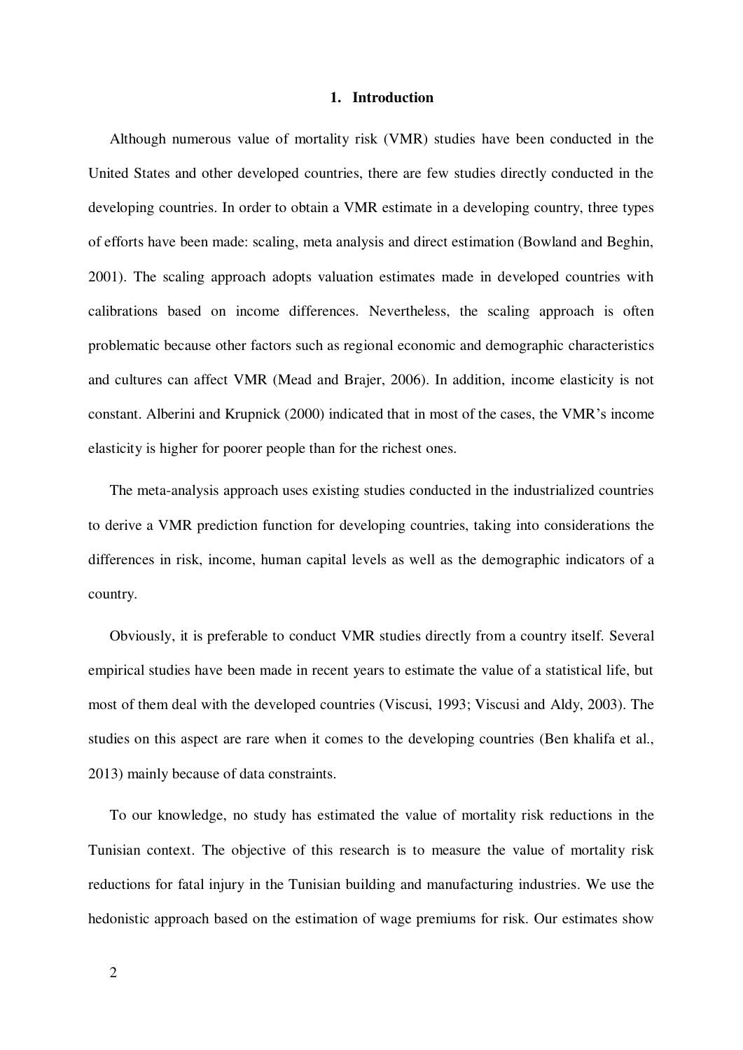# 1. Introduction

Although numerous value of mortality risk (VMR) studies have been conducted in the United States and other developed countries, there are few studies directly conducted in the developing countries. In order to obtain a VMR estimate in a developing country, three types of efforts have been made: scaling, meta analysis and direct estimation (Bowland and Beghin, 2001). The scaling approach adopts valuation estimates made in developed countries with calibrations based on income differences. Nevertheless, the scaling approach is often problematic because other factors such as regional economic and demographic characteristics and cultures can affect VMR (Mead and Brajer, 2006). In addition, income elasticity is not constant. Alberini and Krupnick (2000) indicated that in most of the cases, the VMR's income elasticity is higher for poorer people than for the richest ones.

The meta-analysis approach uses existing studies conducted in the industrialized countries to derive a VMR prediction function for developing countries, taking into considerations the differences in risk, income, human capital levels as well as the demographic indicators of a country.

Obviously, it is preferable to conduct VMR studies directly from a country itself. Several empirical studies have been made in recent years to estimate the value of a statistical life, but most of them deal with the developed countries (Viscusi, 1993; Viscusi and Aldy, 2003). The studies on this aspect are rare when it comes to the developing countries (Ben khalifa et al., 2013) mainly because of data constraints.

To our knowledge, no study has estimated the value of mortality risk reductions in the Tunisian context. The objective of this research is to measure the value of mortality risk reductions for fatal injury in the Tunisian building and manufacturing industries. We use the hedonistic approach based on the estimation of wage premiums for risk. Our estimates show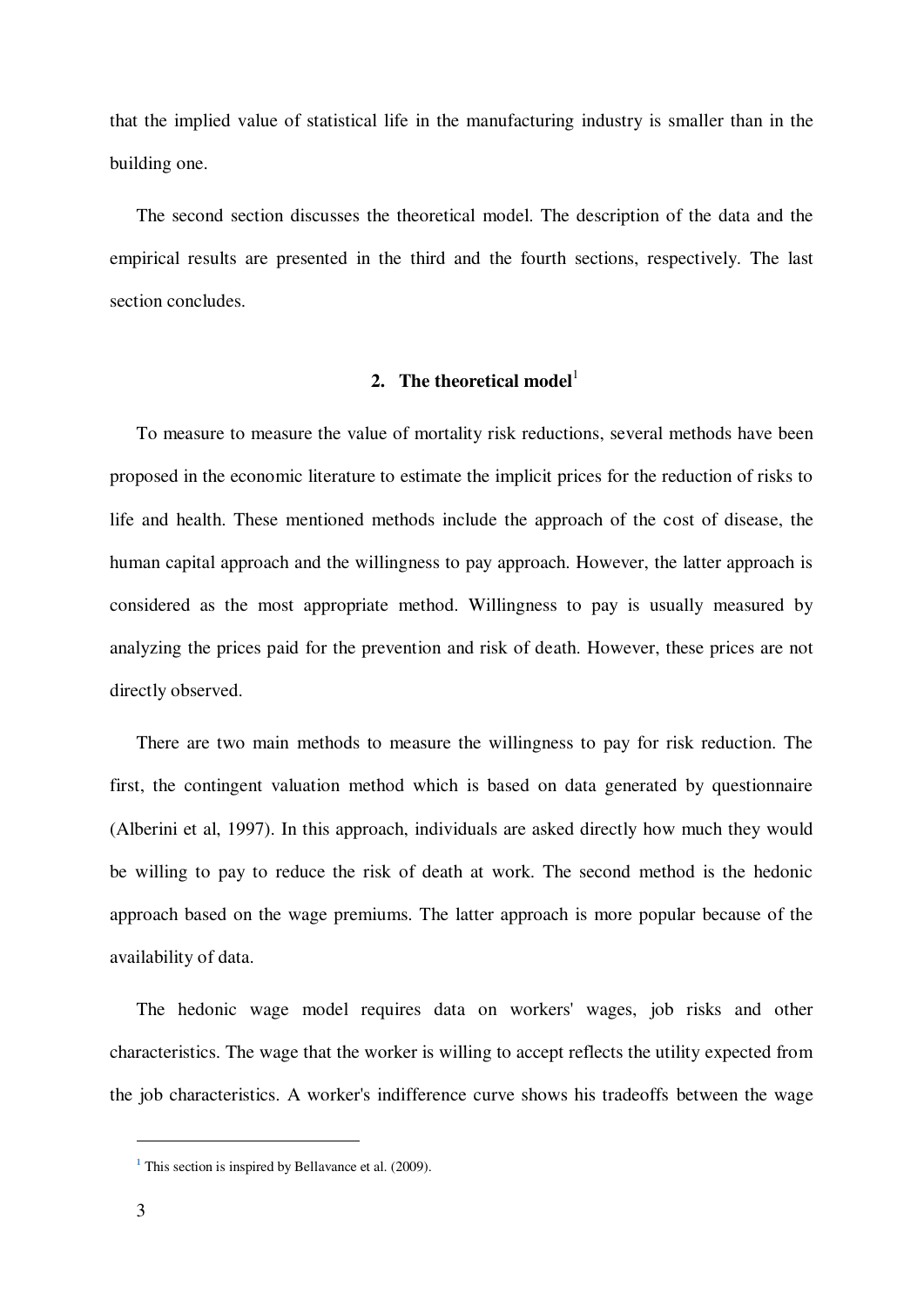that the implied value of statistical life in the manufacturing industry is smaller than in the building one.

The second section discusses the theoretical model. The description of the data and the empirical results are presented in the third and the fourth sections, respectively. The last section concludes.

## 2. The theoretical model[1]

To measure to measure the value of mortality risk reductions, several methods have been proposed in the economic literature to estimate the implicit prices for the reduction of risks to life and health. These mentioned methods include the approach of the cost of disease, the human capital approach and the willingness to pay approach. However, the latter approach is considered as the most appropriate method. Willingness to pay is usually measured by analyzing the prices paid for the prevention and risk of death. However, these prices are not directly observed.

There are two main methods to measure the willingness to pay for risk reduction. The first, the contingent valuation method which is based on data generated by questionnaire (Alberini et al, 1997). In this approach, individuals are asked directly how much they would be willing to pay to reduce the risk of death at work. The second method is the hedonic approach based on the wage premiums. The latter approach is more popular because of the availability of data.

The hedonic wage model requires data on workers' wages, job risks and other characteristics. The wage that the worker is willing to accept reflects the utility expected from the job characteristics. A worker's indifference curve shows his tradeoffs between the wage

[1] This section is inspired by Bellavance et al. (2009).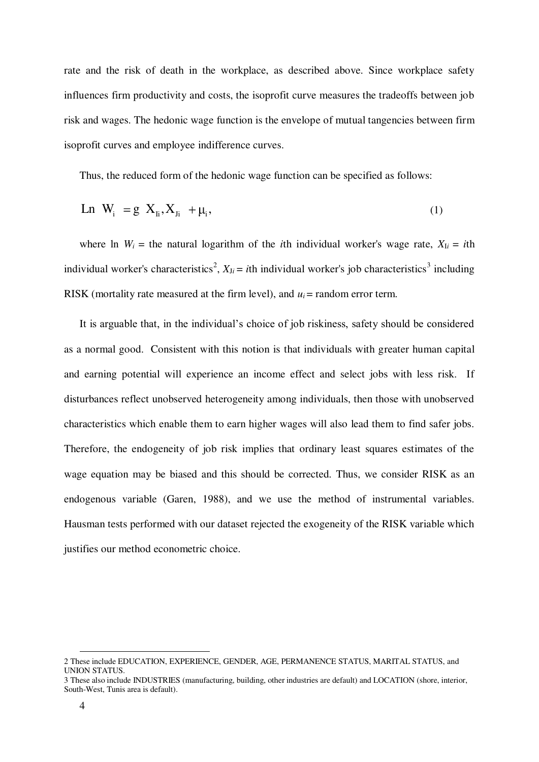rate and the risk of death in the workplace, as described above. Since workplace safety influences firm productivity and costs, the isoprofit curve measures the tradeoffs between job risk and wages. The hedonic wage function is the envelope of mutual tangencies between firm isoprofit curves and employee indifference curves.

Thus, the reduced form of the hedonic wage function can be specified as follows:

$$\text{Ln } W_i = g\left(X_{Ii}, X_{Ji}\right) + \mu_i, \tag{1}$$

where ln $W_i$ = the natural logarithm of the $i$th individual worker's wage rate, $X_{Ii}$ = $i$th individual worker's characteristics[2], $X_{Ji}$ = $i$th individual worker's job characteristics[3] including RISK (mortality rate measured at the firm level), and $u_i$ = random error term.

It is arguable that, in the individual's choice of job riskiness, safety should be considered as a normal good. Consistent with this notion is that individuals with greater human capital and earning potential will experience an income effect and select jobs with less risk. If disturbances reflect unobserved heterogeneity among individuals, then those with unobserved characteristics which enable them to earn higher wages will also lead them to find safer jobs. Therefore, the endogeneity of job risk implies that ordinary least squares estimates of the wage equation may be biased and this should be corrected. Thus, we consider RISK as an endogenous variable (Garen, 1988), and we use the method of instrumental variables. Hausman tests performed with our dataset rejected the exogeneity of the RISK variable which justifies our method econometric choice.

2 These include EDUCATION, EXPERIENCE, GENDER, AGE, PERMANENCE STATUS, MARITAL STATUS, and UNION STATUS.

3 These also include INDUSTRIES (manufacturing, building, other industries are default) and LOCATION (shore, interior, South-West, Tunis area is default).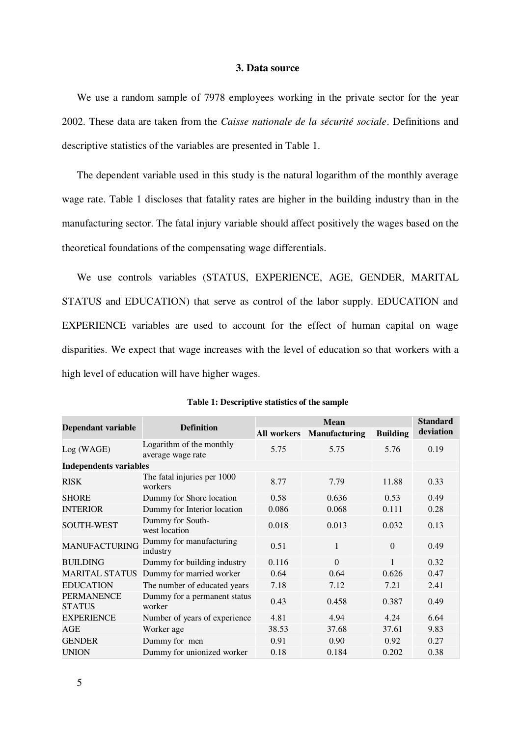### 3. Data source

We use a random sample of 7978 employees working in the private sector for the year 2002. These data are taken from the *Caisse nationale de la sécurité sociale*. Definitions and descriptive statistics of the variables are presented in Table 1.

The dependent variable used in this study is the natural logarithm of the monthly average wage rate. Table 1 discloses that fatality rates are higher in the building industry than in the manufacturing sector. The fatal injury variable should affect positively the wages based on the theoretical foundations of the compensating wage differentials.

We use controls variables (STATUS, EXPERIENCE, AGE, GENDER, MARITAL STATUS and EDUCATION) that serve as control of the labor supply. EDUCATION and EXPERIENCE variables are used to account for the effect of human capital on wage disparities. We expect that wage increases with the level of education so that workers with a high level of education will have higher wages.

**Table 1: Descriptive statistics of the sample**

| Dependant variable | Definition | Mean | | | Standard deviation |
|---|---|---|---|---|---|
| | | All workers | Manufacturing | Building | |
| Log (WAGE) | Logarithm of the monthly average wage rate | 5.75 | 5.75 | 5.76 | 0.19 |
| **Independents variables** | | | | | |
| RISK | The fatal injuries per 1000 workers | 8.77 | 7.79 | 11.88 | 0.33 |
| SHORE | Dummy for Shore location | 0.58 | 0.636 | 0.53 | 0.49 |
| INTERIOR | Dummy for Interior location | 0.086 | 0.068 | 0.111 | 0.28 |
| SOUTH-WEST | Dummy for South-west location | 0.018 | 0.013 | 0.032 | 0.13 |
| MANUFACTURING | Dummy for manufacturing industry | 0.51 | 1 | 0 | 0.49 |
| BUILDING | Dummy for building industry | 0.116 | 0 | 1 | 0.32 |
| MARITAL STATUS | Dummy for married worker | 0.64 | 0.64 | 0.626 | 0.47 |
| EDUCATION | The number of educated years | 7.18 | 7.12 | 7.21 | 2.41 |
| PERMANENCE STATUS | Dummy for a permanent status worker | 0.43 | 0.458 | 0.387 | 0.49 |
| EXPERIENCE | Number of years of experience | 4.81 | 4.94 | 4.24 | 6.64 |
| AGE | Worker age | 38.53 | 37.68 | 37.61 | 9.83 |
| GENDER | Dummy for men | 0.91 | 0.90 | 0.92 | 0.27 |
| UNION | Dummy for unionized worker | 0.18 | 0.184 | 0.202 | 0.38 |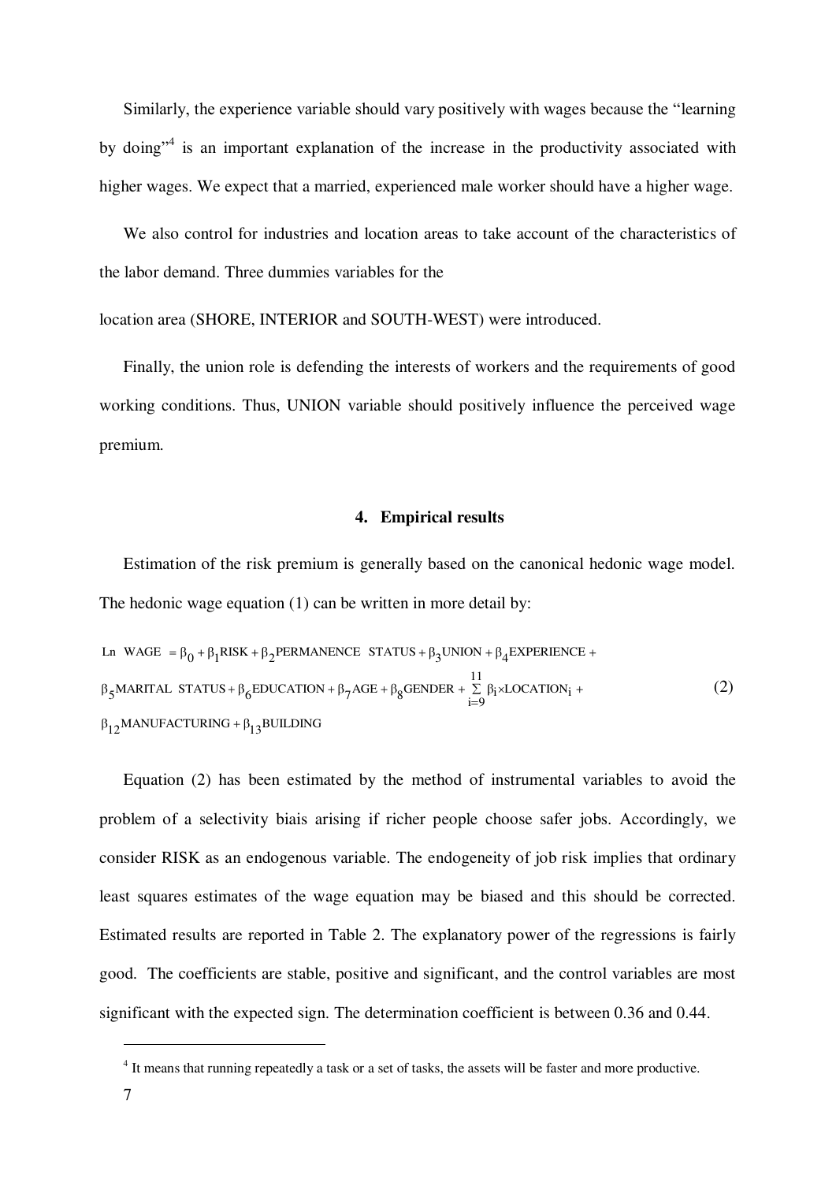Similarly, the experience variable should vary positively with wages because the "learning by doing"[4] is an important explanation of the increase in the productivity associated with higher wages. We expect that a married, experienced male worker should have a higher wage.

We also control for industries and location areas to take account of the characteristics of the labor demand. Three dummies variables for the

location area (SHORE, INTERIOR and SOUTH-WEST) were introduced.

Finally, the union role is defending the interests of workers and the requirements of good working conditions. Thus, UNION variable should positively influence the perceived wage premium.

## 4. Empirical results

Estimation of the risk premium is generally based on the canonical hedonic wage model. The hedonic wage equation (1) can be written in more detail by:

$$
\begin{aligned}
\text{Ln WAGE} = {} & \beta_0 + \beta_1 \text{RISK} + \beta_2 \text{PERMANENCE STATUS} + \beta_3 \text{UNION} + \beta_4 \text{EXPERIENCE} + \\
& \beta_5 \text{MARITAL STATUS} + \beta_6 \text{EDUCATION} + \beta_7 \text{AGE} + \beta_8 \text{GENDER} + \sum_{i=9}^{11} \beta_i \times \text{LOCATION}_i + \\
& \beta_{12} \text{MANUFACTURING} + \beta_{13} \text{BUILDING}
\end{aligned} \tag{2}
$$

Equation (2) has been estimated by the method of instrumental variables to avoid the problem of a selectivity biais arising if richer people choose safer jobs. Accordingly, we consider RISK as an endogenous variable. The endogeneity of job risk implies that ordinary least squares estimates of the wage equation may be biased and this should be corrected. Estimated results are reported in Table 2. The explanatory power of the regressions is fairly good. The coefficients are stable, positive and significant, and the control variables are most significant with the expected sign. The determination coefficient is between 0.36 and 0.44.

---

[4] It means that running repeatedly a task or a set of tasks, the assets will be faster and more productive.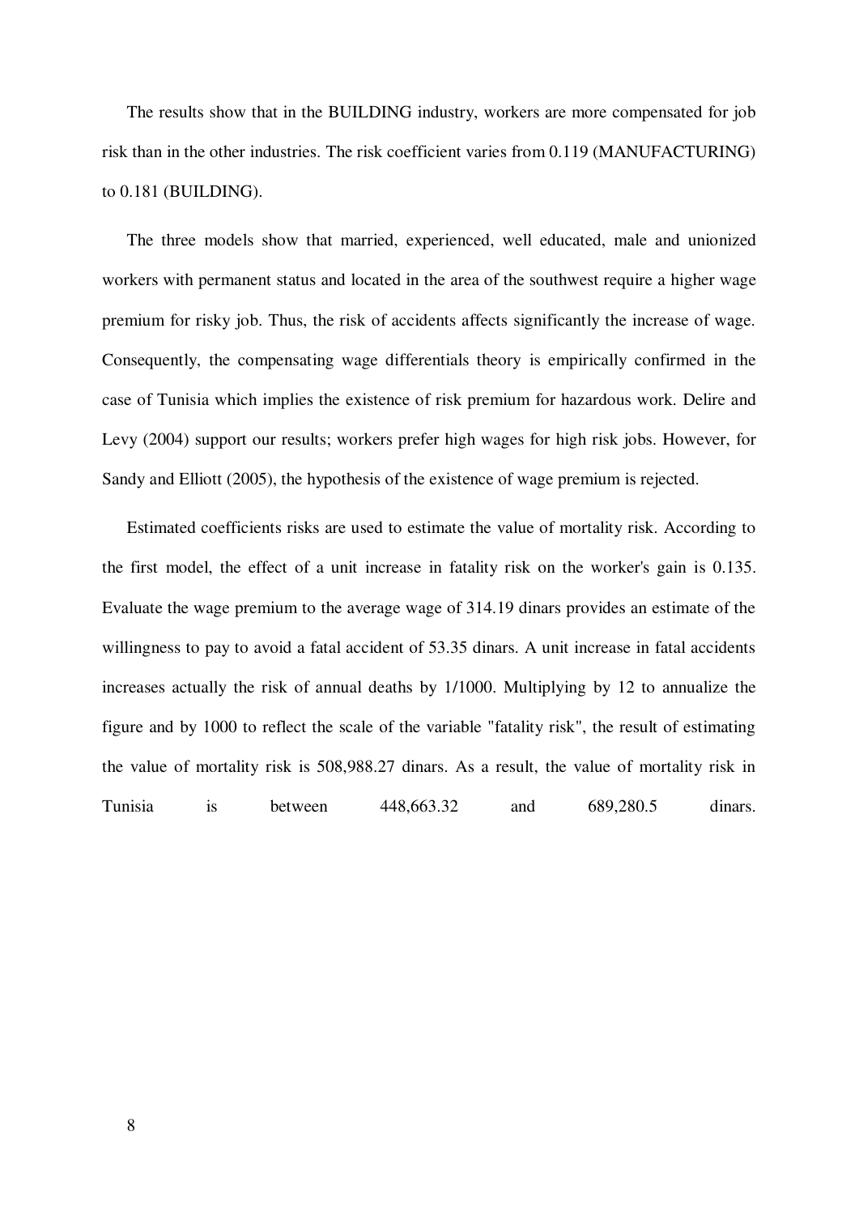The results show that in the BUILDING industry, workers are more compensated for job risk than in the other industries. The risk coefficient varies from 0.119 (MANUFACTURING) to 0.181 (BUILDING).

The three models show that married, experienced, well educated, male and unionized workers with permanent status and located in the area of the southwest require a higher wage premium for risky job. Thus, the risk of accidents affects significantly the increase of wage. Consequently, the compensating wage differentials theory is empirically confirmed in the case of Tunisia which implies the existence of risk premium for hazardous work. Delire and Levy (2004) support our results; workers prefer high wages for high risk jobs. However, for Sandy and Elliott (2005), the hypothesis of the existence of wage premium is rejected.

Estimated coefficients risks are used to estimate the value of mortality risk. According to the first model, the effect of a unit increase in fatality risk on the worker's gain is 0.135. Evaluate the wage premium to the average wage of 314.19 dinars provides an estimate of the willingness to pay to avoid a fatal accident of 53.35 dinars. A unit increase in fatal accidents increases actually the risk of annual deaths by 1/1000. Multiplying by 12 to annualize the figure and by 1000 to reflect the scale of the variable "fatality risk", the result of estimating the value of mortality risk is 508,988.27 dinars. As a result, the value of mortality risk in Tunisia is between 448,663.32 and 689,280.5 dinars.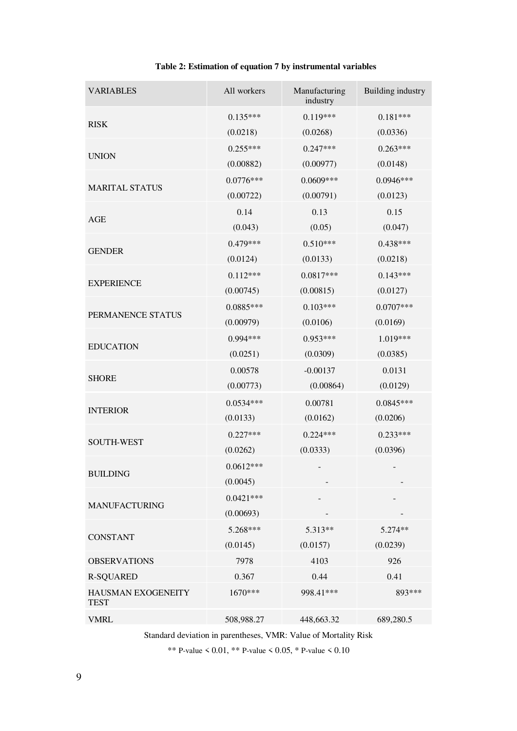**Table 2: Estimation of equation 7 by instrumental variables**

| VARIABLES | All workers | Manufacturing industry | Building industry |
|---|---|---|---|
| RISK | 0.135*** | 0.119*** | 0.181*** |
| | (0.0218) | (0.0268) | (0.0336) |
| UNION | 0.255*** | 0.247*** | 0.263*** |
| | (0.00882) | (0.00977) | (0.0148) |
| MARITAL STATUS | 0.0776*** | 0.0609*** | 0.0946*** |
| | (0.00722) | (0.00791) | (0.0123) |
| AGE | 0.14 | 0.13 | 0.15 |
| | (0.043) | (0.05) | (0.047) |
| GENDER | 0.479*** | 0.510*** | 0.438*** |
| | (0.0124) | (0.0133) | (0.0218) |
| EXPERIENCE | 0.112*** | 0.0817*** | 0.143*** |
| | (0.00745) | (0.00815) | (0.0127) |
| PERMANENCE STATUS | 0.0885*** | 0.103*** | 0.0707*** |
| | (0.00979) | (0.0106) | (0.0169) |
| EDUCATION | 0.994*** | 0.953*** | 1.019*** |
| | (0.0251) | (0.0309) | (0.0385) |
| SHORE | 0.00578 | -0.00137 | 0.0131 |
| | (0.00773) | (0.00864) | (0.0129) |
| INTERIOR | 0.0534*** | 0.00781 | 0.0845*** |
| | (0.0133) | (0.0162) | (0.0206) |
| SOUTH-WEST | 0.227*** | 0.224*** | 0.233*** |
| | (0.0262) | (0.0333) | (0.0396) |
| BUILDING | 0.0612*** | - | - |
| | (0.0045) | - | - |
| MANUFACTURING | 0.0421*** | - | - |
| | (0.00693) | - | - |
| CONSTANT | 5.268*** | 5.313** | 5.274** |
| | (0.0145) | (0.0157) | (0.0239) |
| OBSERVATIONS | 7978 | 4103 | 926 |
| R-SQUARED | 0.367 | 0.44 | 0.41 |
| HAUSMAN EXOGENEITY TEST | 1670*** | 998.41*** | 893*** |
| VMRL | 508,988.27 | 448,663.32 | 689,280.5 |

Standard deviation in parentheses, VMR: Value of Mortality Risk

** P-value < 0.01, ** P-value < 0.05, * P-value < 0.10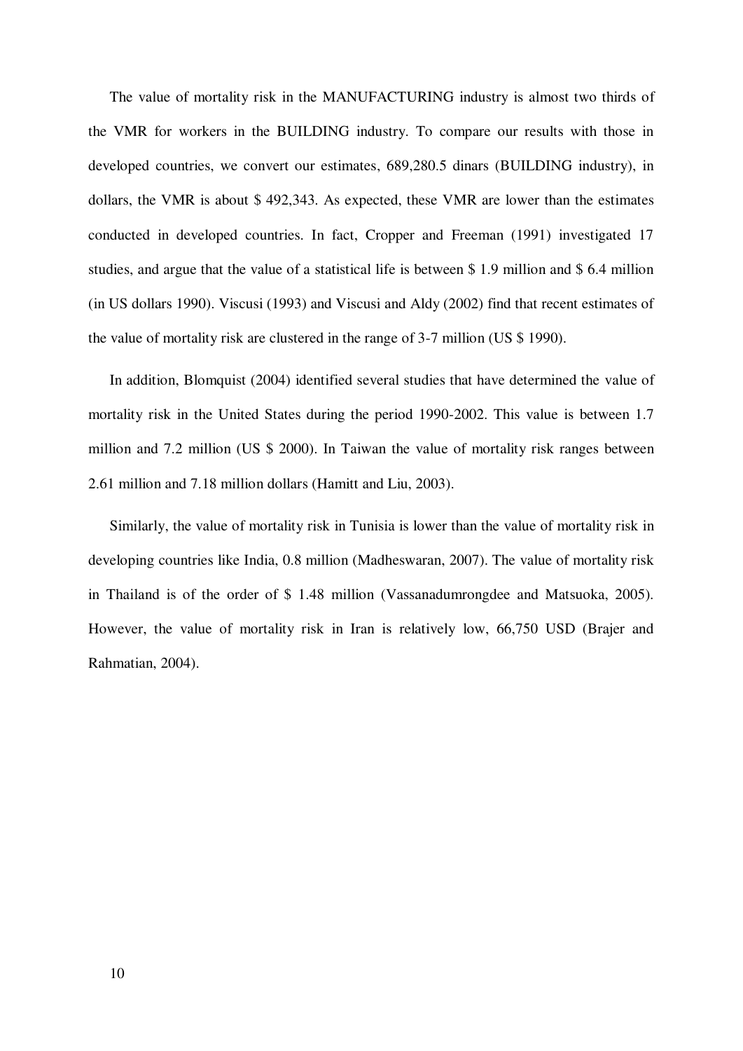The value of mortality risk in the MANUFACTURING industry is almost two thirds of the VMR for workers in the BUILDING industry. To compare our results with those in developed countries, we convert our estimates, 689,280.5 dinars (BUILDING industry), in dollars, the VMR is about $ 492,343. As expected, these VMR are lower than the estimates conducted in developed countries. In fact, Cropper and Freeman (1991) investigated 17 studies, and argue that the value of a statistical life is between $ 1.9 million and $ 6.4 million (in US dollars 1990). Viscusi (1993) and Viscusi and Aldy (2002) find that recent estimates of the value of mortality risk are clustered in the range of 3-7 million (US $ 1990).

In addition, Blomquist (2004) identified several studies that have determined the value of mortality risk in the United States during the period 1990-2002. This value is between 1.7 million and 7.2 million (US $ 2000). In Taiwan the value of mortality risk ranges between 2.61 million and 7.18 million dollars (Hamitt and Liu, 2003).

Similarly, the value of mortality risk in Tunisia is lower than the value of mortality risk in developing countries like India, 0.8 million (Madheswaran, 2007). The value of mortality risk in Thailand is of the order of $ 1.48 million (Vassanadumrongdee and Matsuoka, 2005). However, the value of mortality risk in Iran is relatively low, 66,750 USD (Brajer and Rahmatian, 2004).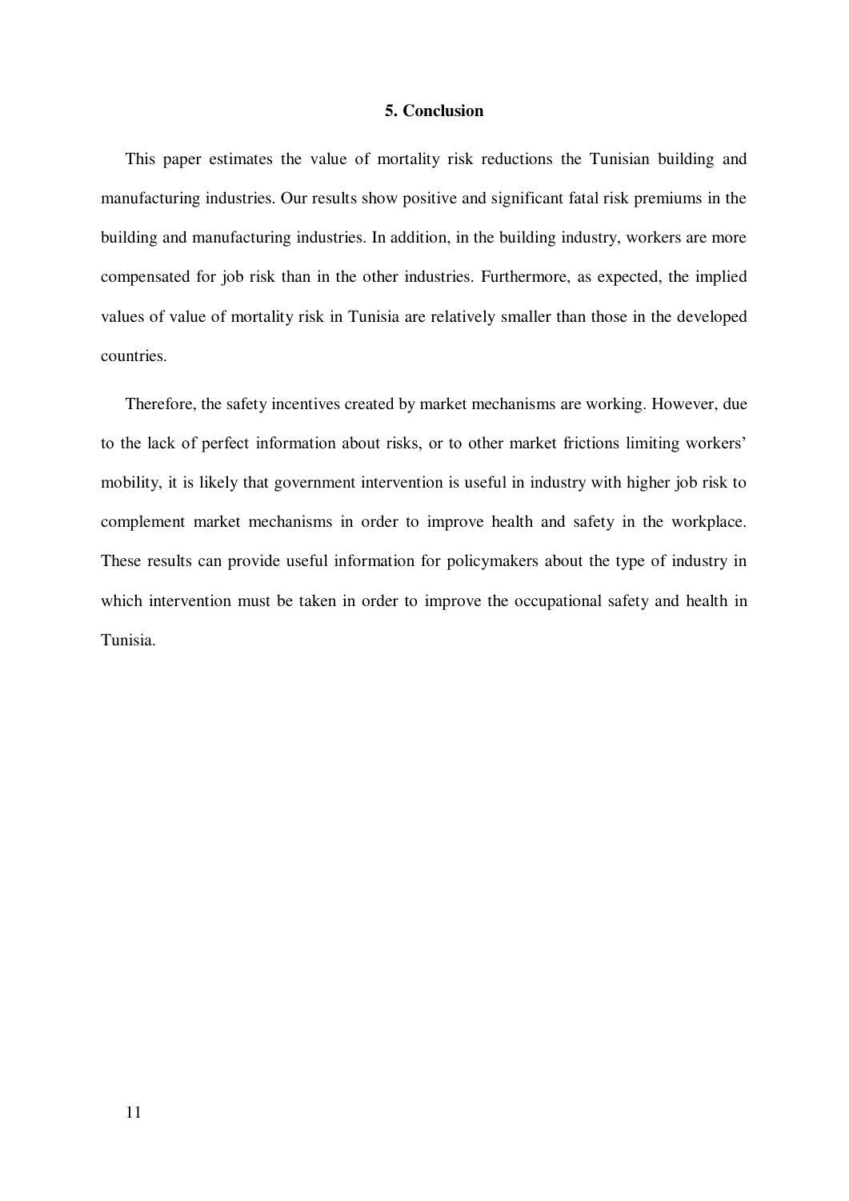## 5. Conclusion

This paper estimates the value of mortality risk reductions the Tunisian building and manufacturing industries. Our results show positive and significant fatal risk premiums in the building and manufacturing industries. In addition, in the building industry, workers are more compensated for job risk than in the other industries. Furthermore, as expected, the implied values of value of mortality risk in Tunisia are relatively smaller than those in the developed countries.

Therefore, the safety incentives created by market mechanisms are working. However, due to the lack of perfect information about risks, or to other market frictions limiting workers' mobility, it is likely that government intervention is useful in industry with higher job risk to complement market mechanisms in order to improve health and safety in the workplace. These results can provide useful information for policymakers about the type of industry in which intervention must be taken in order to improve the occupational safety and health in Tunisia.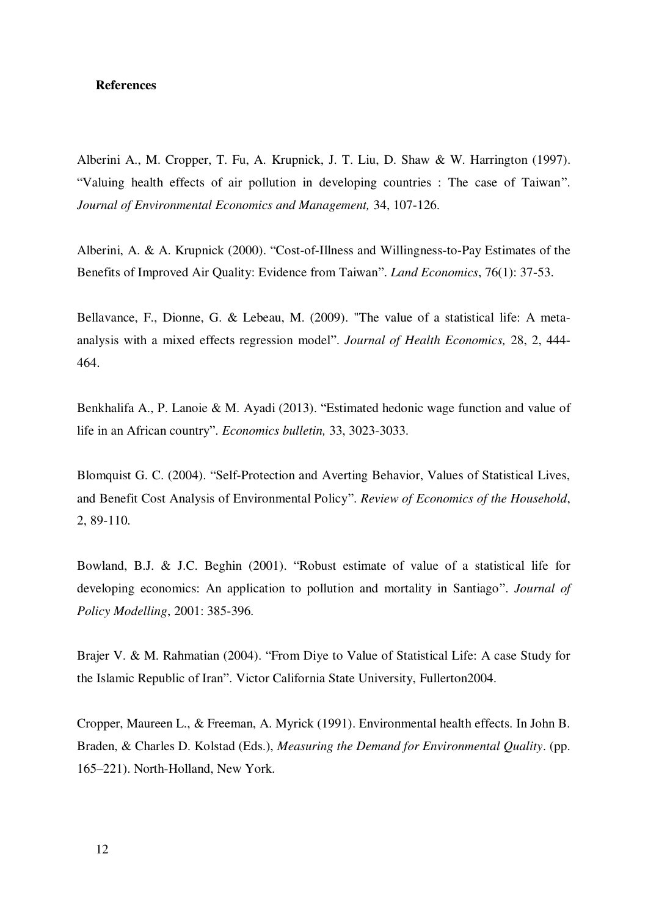**References**

Alberini A., M. Cropper, T. Fu, A. Krupnick, J. T. Liu, D. Shaw & W. Harrington (1997). "Valuing health effects of air pollution in developing countries : The case of Taiwan". *Journal of Environmental Economics and Management,* 34, 107-126.

Alberini, A. & A. Krupnick (2000). "Cost-of-Illness and Willingness-to-Pay Estimates of the Benefits of Improved Air Quality: Evidence from Taiwan". *Land Economics*, 76(1): 37-53.

Bellavance, F., Dionne, G. & Lebeau, M. (2009). "The value of a statistical life: A meta-analysis with a mixed effects regression model". *Journal of Health Economics,* 28, 2, 444-464.

Benkhalifa A., P. Lanoie & M. Ayadi (2013). "Estimated hedonic wage function and value of life in an African country". *Economics bulletin,* 33, 3023-3033.

Blomquist G. C. (2004). "Self-Protection and Averting Behavior, Values of Statistical Lives, and Benefit Cost Analysis of Environmental Policy". *Review of Economics of the Household*, 2, 89-110.

Bowland, B.J. & J.C. Beghin (2001). "Robust estimate of value of a statistical life for developing economics: An application to pollution and mortality in Santiago". *Journal of Policy Modelling*, 2001: 385-396.

Brajer V. & M. Rahmatian (2004). "From Diye to Value of Statistical Life: A case Study for the Islamic Republic of Iran". Victor California State University, Fullerton2004.

Cropper, Maureen L., & Freeman, A. Myrick (1991). Environmental health effects. In John B. Braden, & Charles D. Kolstad (Eds.), *Measuring the Demand for Environmental Quality*. (pp. 165–221). North-Holland, New York.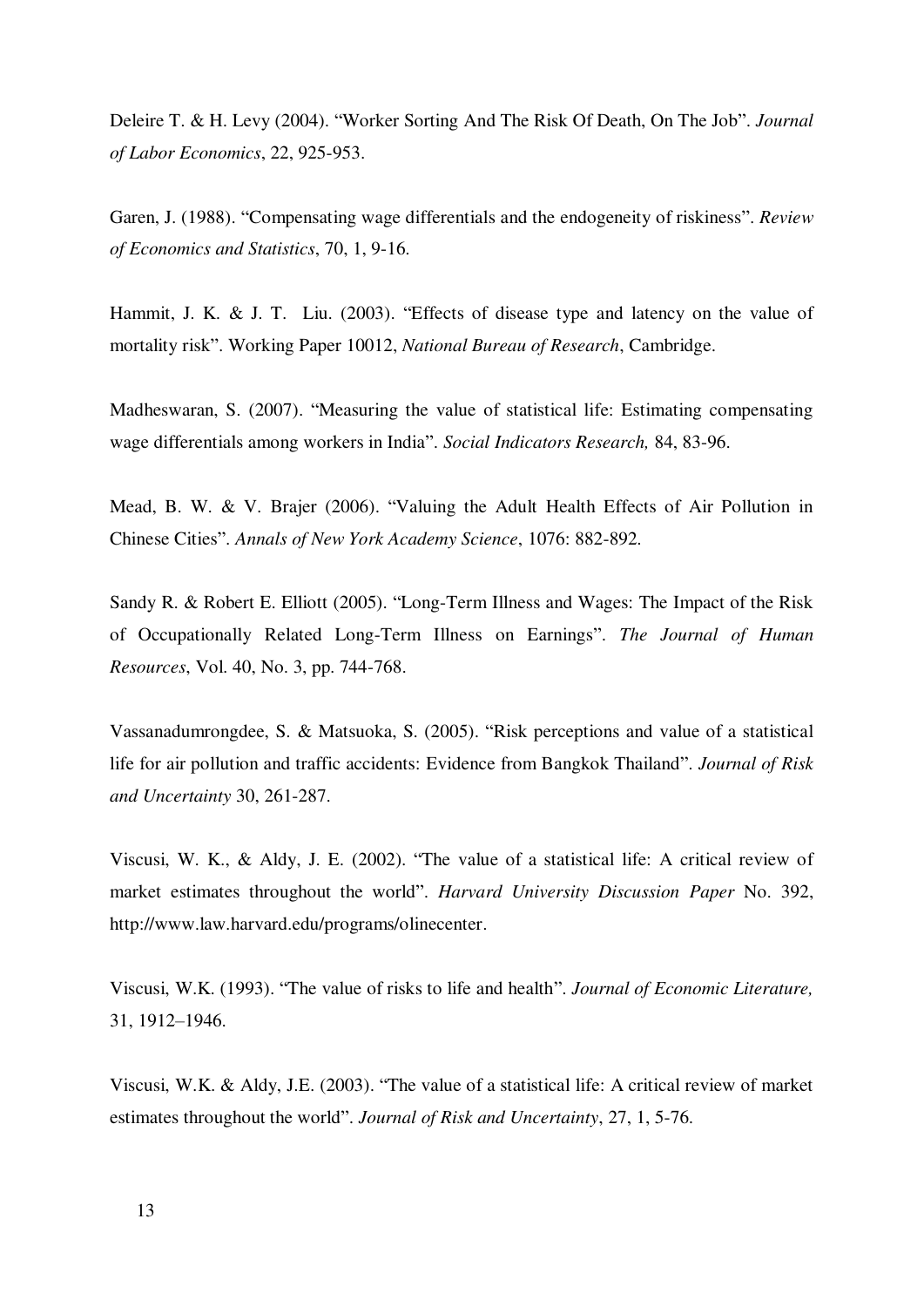Deleire T. & H. Levy (2004). "Worker Sorting And The Risk Of Death, On The Job". *Journal of Labor Economics*, 22, 925-953.

Garen, J. (1988). "Compensating wage differentials and the endogeneity of riskiness". *Review of Economics and Statistics*, 70, 1, 9-16.

Hammit, J. K. & J. T. Liu. (2003). "Effects of disease type and latency on the value of mortality risk". Working Paper 10012, *National Bureau of Research*, Cambridge.

Madheswaran, S. (2007). "Measuring the value of statistical life: Estimating compensating wage differentials among workers in India". *Social Indicators Research,* 84, 83-96.

Mead, B. W. & V. Brajer (2006). "Valuing the Adult Health Effects of Air Pollution in Chinese Cities". *Annals of New York Academy Science*, 1076: 882-892.

Sandy R. & Robert E. Elliott (2005). "Long-Term Illness and Wages: The Impact of the Risk of Occupationally Related Long-Term Illness on Earnings". *The Journal of Human Resources*, Vol. 40, No. 3, pp. 744-768.

Vassanadumrongdee, S. & Matsuoka, S. (2005). "Risk perceptions and value of a statistical life for air pollution and traffic accidents: Evidence from Bangkok Thailand". *Journal of Risk and Uncertainty* 30, 261-287.

Viscusi, W. K., & Aldy, J. E. (2002). "The value of a statistical life: A critical review of market estimates throughout the world". *Harvard University Discussion Paper* No. 392, http://www.law.harvard.edu/programs/olinecenter.

Viscusi, W.K. (1993). "The value of risks to life and health". *Journal of Economic Literature,* 31, 1912–1946.

Viscusi, W.K. & Aldy, J.E. (2003). "The value of a statistical life: A critical review of market estimates throughout the world". *Journal of Risk and Uncertainty*, 27, 1, 5-76.